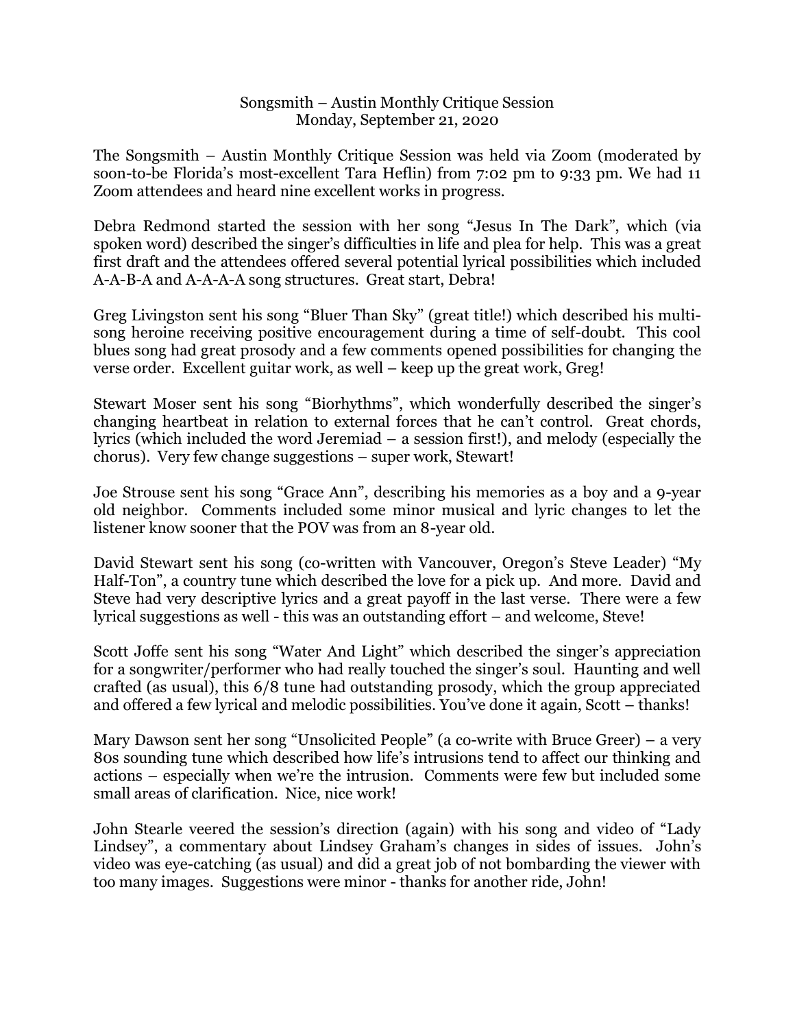Songsmith – Austin Monthly Critique Session
Monday, September 21, 2020

The Songsmith – Austin Monthly Critique Session was held via Zoom (moderated by soon-to-be Florida's most-excellent Tara Heflin) from 7:02 pm to 9:33 pm. We had 11 Zoom attendees and heard nine excellent works in progress.

Debra Redmond started the session with her song "Jesus In The Dark", which (via spoken word) described the singer's difficulties in life and plea for help. This was a great first draft and the attendees offered several potential lyrical possibilities which included A-A-B-A and A-A-A-A song structures. Great start, Debra!

Greg Livingston sent his song "Bluer Than Sky" (great title!) which described his multi-song heroine receiving positive encouragement during a time of self-doubt. This cool blues song had great prosody and a few comments opened possibilities for changing the verse order. Excellent guitar work, as well – keep up the great work, Greg!

Stewart Moser sent his song "Biorhythms", which wonderfully described the singer's changing heartbeat in relation to external forces that he can't control. Great chords, lyrics (which included the word Jeremiad – a session first!), and melody (especially the chorus). Very few change suggestions – super work, Stewart!

Joe Strouse sent his song "Grace Ann", describing his memories as a boy and a 9-year old neighbor. Comments included some minor musical and lyric changes to let the listener know sooner that the POV was from an 8-year old.

David Stewart sent his song (co-written with Vancouver, Oregon's Steve Leader) "My Half-Ton", a country tune which described the love for a pick up. And more. David and Steve had very descriptive lyrics and a great payoff in the last verse. There were a few lyrical suggestions as well - this was an outstanding effort – and welcome, Steve!

Scott Joffe sent his song "Water And Light" which described the singer's appreciation for a songwriter/performer who had really touched the singer's soul. Haunting and well crafted (as usual), this 6/8 tune had outstanding prosody, which the group appreciated and offered a few lyrical and melodic possibilities. You've done it again, Scott – thanks!

Mary Dawson sent her song "Unsolicited People" (a co-write with Bruce Greer) – a very 80s sounding tune which described how life's intrusions tend to affect our thinking and actions – especially when we're the intrusion. Comments were few but included some small areas of clarification. Nice, nice work!

John Stearle veered the session's direction (again) with his song and video of "Lady Lindsey", a commentary about Lindsey Graham's changes in sides of issues. John's video was eye-catching (as usual) and did a great job of not bombarding the viewer with too many images. Suggestions were minor - thanks for another ride, John!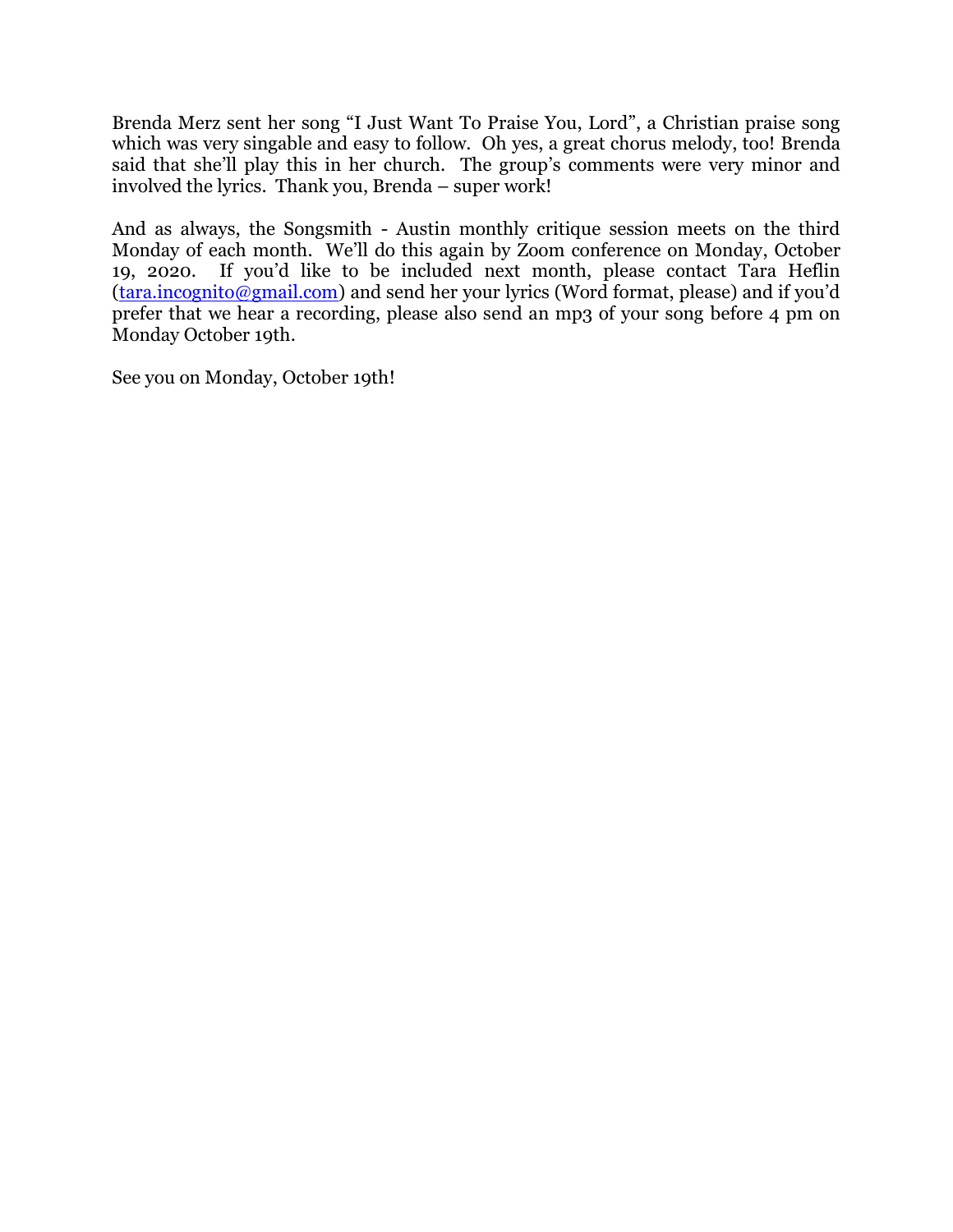Brenda Merz sent her song "I Just Want To Praise You, Lord", a Christian praise song which was very singable and easy to follow. Oh yes, a great chorus melody, too! Brenda said that she'll play this in her church. The group's comments were very minor and involved the lyrics. Thank you, Brenda – super work!

And as always, the Songsmith - Austin monthly critique session meets on the third Monday of each month. We'll do this again by Zoom conference on Monday, October 19, 2020. If you'd like to be included next month, please contact Tara Heflin ([tara.incognito@gmail.com](mailto:tara.incognito@gmail.com)) and send her your lyrics (Word format, please) and if you'd prefer that we hear a recording, please also send an mp3 of your song before 4 pm on Monday October 19th.

See you on Monday, October 19th!